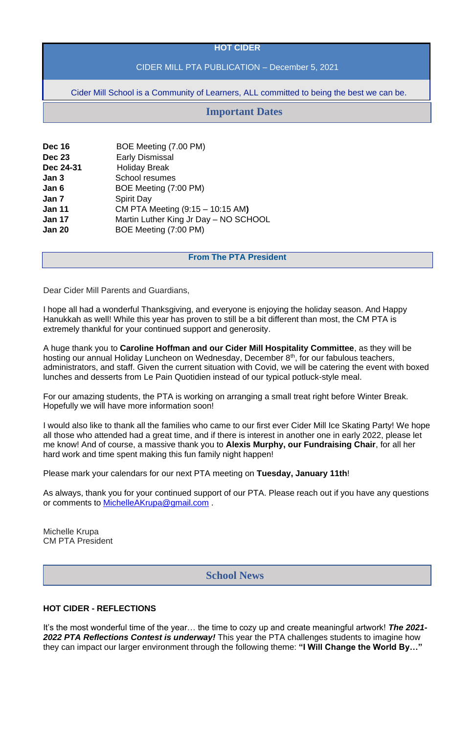# HOT CIDER

CIDER MILL PTA PUBLICATION – December 5, 2021

Cider Mill School is a Community of Learners, ALL committed to being the best we can be.

## Important Dates

| | |
|---|---|
| **Dec 16** | BOE Meeting (7.00 PM) |
| **Dec 23** | Early Dismissal |
| **Dec 24-31** | Holiday Break |
| **Jan 3** | School resumes |
| **Jan 6** | BOE Meeting (7:00 PM) |
| **Jan 7** | Spirit Day |
| **Jan 11** | CM PTA Meeting (9:15 – 10:15 AM**)** |
| **Jan 17** | Martin Luther King Jr Day – NO SCHOOL |
| **Jan 20** | BOE Meeting (7:00 PM) |

## From The PTA President

Dear Cider Mill Parents and Guardians,

I hope all had a wonderful Thanksgiving, and everyone is enjoying the holiday season. And Happy Hanukkah as well! While this year has proven to still be a bit different than most, the CM PTA is extremely thankful for your continued support and generosity.

A huge thank you to **Caroline Hoffman and our Cider Mill Hospitality Committee**, as they will be hosting our annual Holiday Luncheon on Wednesday, December 8th, for our fabulous teachers, administrators, and staff. Given the current situation with Covid, we will be catering the event with boxed lunches and desserts from Le Pain Quotidien instead of our typical potluck-style meal.

For our amazing students, the PTA is working on arranging a small treat right before Winter Break. Hopefully we will have more information soon!

I would also like to thank all the families who came to our first ever Cider Mill Ice Skating Party! We hope all those who attended had a great time, and if there is interest in another one in early 2022, please let me know! And of course, a massive thank you to **Alexis Murphy, our Fundraising Chair**, for all her hard work and time spent making this fun family night happen!

Please mark your calendars for our next PTA meeting on **Tuesday, January 11th**!

As always, thank you for your continued support of our PTA. Please reach out if you have any questions or comments to MichelleAKrupa@gmail.com .

Michelle Krupa  
CM PTA President

## School News

### HOT CIDER - REFLECTIONS

It's the most wonderful time of the year… the time to cozy up and create meaningful artwork! ***The 2021-2022 PTA Reflections Contest is underway!*** This year the PTA challenges students to imagine how they can impact our larger environment through the following theme: **"I Will Change the World By…"**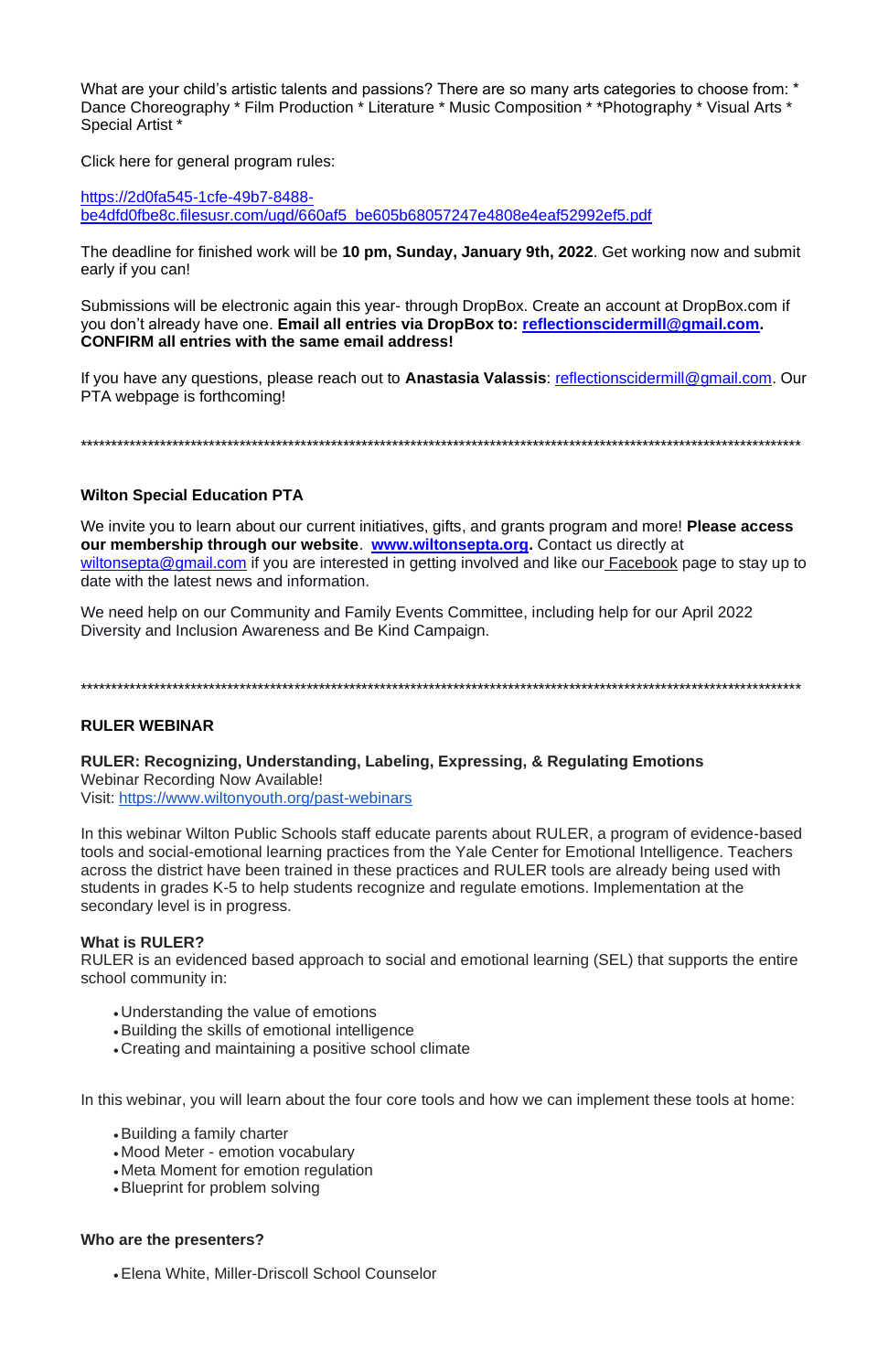What are your child's artistic talents and passions? There are so many arts categories to choose from: * Dance Choreography * Film Production * Literature * Music Composition * *Photography * Visual Arts * Special Artist *

Click here for general program rules:

https://2d0fa545-1cfe-49b7-8488-be4dfd0fbe8c.filesusr.com/ugd/660af5_be605b68057247e4808e4eaf52992ef5.pdf

The deadline for finished work will be **10 pm, Sunday, January 9th, 2022**. Get working now and submit early if you can!

Submissions will be electronic again this year- through DropBox. Create an account at DropBox.com if you don't already have one. **Email all entries via DropBox to: reflectionscidermill@gmail.com. CONFIRM all entries with the same email address!**

If you have any questions, please reach out to **Anastasia Valassis**: reflectionscidermill@gmail.com. Our PTA webpage is forthcoming!

****************************************************************************************************************

**Wilton Special Education PTA**

We invite you to learn about our current initiatives, gifts, and grants program and more! **Please access our membership through our website**. **www.wiltonsepta.org.** Contact us directly at wiltonsepta@gmail.com if you are interested in getting involved and like our Facebook page to stay up to date with the latest news and information.

We need help on our Community and Family Events Committee, including help for our April 2022 Diversity and Inclusion Awareness and Be Kind Campaign.

****************************************************************************************************************

**RULER WEBINAR**

**RULER: Recognizing, Understanding, Labeling, Expressing, & Regulating Emotions**
Webinar Recording Now Available!
Visit: https://www.wiltonyouth.org/past-webinars

In this webinar Wilton Public Schools staff educate parents about RULER, a program of evidence-based tools and social-emotional learning practices from the Yale Center for Emotional Intelligence. Teachers across the district have been trained in these practices and RULER tools are already being used with students in grades K-5 to help students recognize and regulate emotions. Implementation at the secondary level is in progress.

**What is RULER?**
RULER is an evidenced based approach to social and emotional learning (SEL) that supports the entire school community in:

- Understanding the value of emotions
- Building the skills of emotional intelligence
- Creating and maintaining a positive school climate

In this webinar, you will learn about the four core tools and how we can implement these tools at home:

- Building a family charter
- Mood Meter - emotion vocabulary
- Meta Moment for emotion regulation
- Blueprint for problem solving

**Who are the presenters?**

- Elena White, Miller-Driscoll School Counselor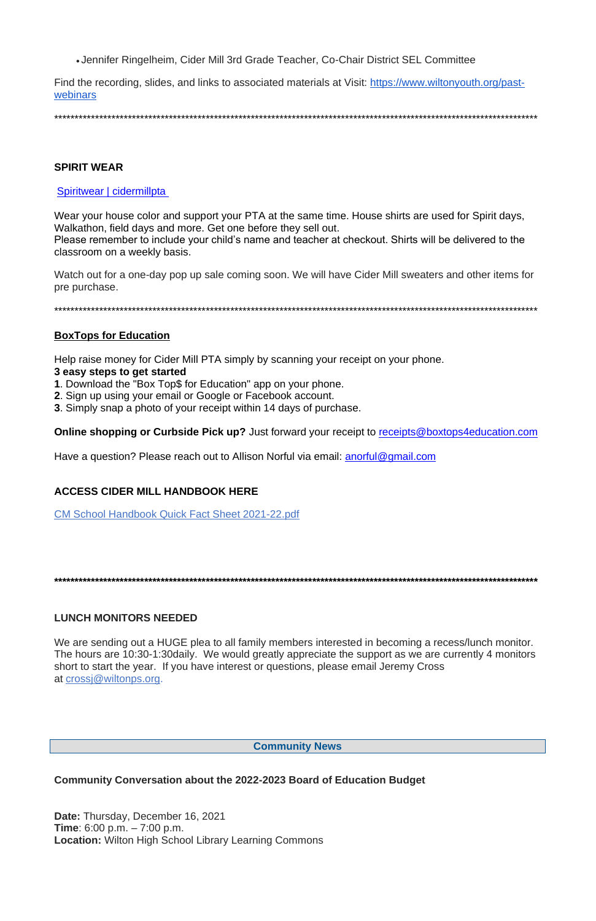- Jennifer Ringelheim, Cider Mill 3rd Grade Teacher, Co-Chair District SEL Committee

Find the recording, slides, and links to associated materials at Visit: https://www.wiltonyouth.org/past-webinars

**********************************************************************************************************************

**SPIRIT WEAR**

Spiritwear | cidermillpta

Wear your house color and support your PTA at the same time. House shirts are used for Spirit days, Walkathon, field days and more. Get one before they sell out.
Please remember to include your child's name and teacher at checkout. Shirts will be delivered to the classroom on a weekly basis.

Watch out for a one-day pop up sale coming soon. We will have Cider Mill sweaters and other items for pre purchase.

**********************************************************************************************************************

**BoxTops for Education**

Help raise money for Cider Mill PTA simply by scanning your receipt on your phone.
**3 easy steps to get started**
**1**. Download the "Box Top$ for Education" app on your phone.
**2**. Sign up using your email or Google or Facebook account.
**3**. Simply snap a photo of your receipt within 14 days of purchase.

**Online shopping or Curbside Pick up?** Just forward your receipt to receipts@boxtops4education.com

Have a question? Please reach out to Allison Norful via email: anorful@gmail.com

**ACCESS CIDER MILL HANDBOOK HERE**

CM School Handbook Quick Fact Sheet 2021-22.pdf

**********************************************************************************************************************

**LUNCH MONITORS NEEDED**

We are sending out a HUGE plea to all family members interested in becoming a recess/lunch monitor. The hours are 10:30-1:30daily. We would greatly appreciate the support as we are currently 4 monitors short to start the year. If you have interest or questions, please email Jeremy Cross at crossj@wiltonps.org.

## Community News

**Community Conversation about the 2022-2023 Board of Education Budget**

**Date:** Thursday, December 16, 2021
**Time**: 6:00 p.m. – 7:00 p.m.
**Location:** Wilton High School Library Learning Commons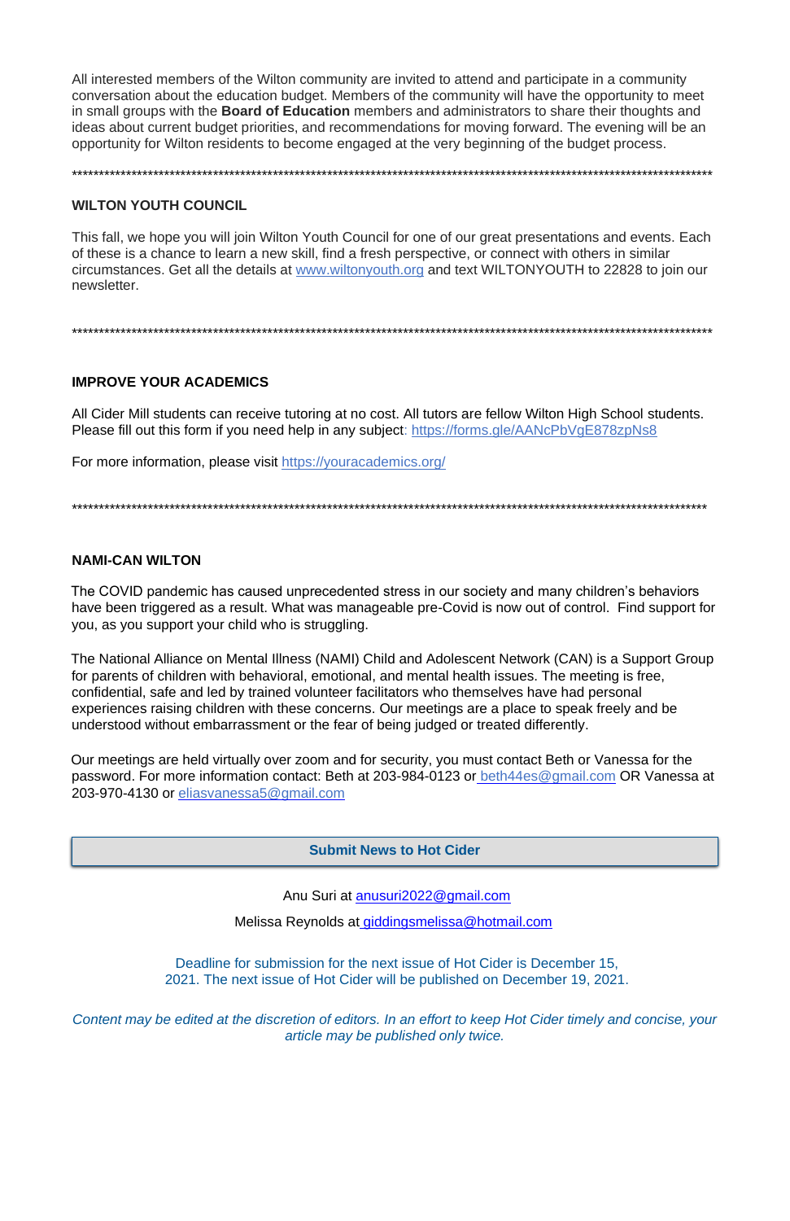All interested members of the Wilton community are invited to attend and participate in a community conversation about the education budget. Members of the community will have the opportunity to meet in small groups with the **Board of Education** members and administrators to share their thoughts and ideas about current budget priorities, and recommendations for moving forward. The evening will be an opportunity for Wilton residents to become engaged at the very beginning of the budget process.

*********************************************************************************************************************

**WILTON YOUTH COUNCIL**

This fall, we hope you will join Wilton Youth Council for one of our great presentations and events. Each of these is a chance to learn a new skill, find a fresh perspective, or connect with others in similar circumstances. Get all the details at www.wiltonyouth.org and text WILTONYOUTH to 22828 to join our newsletter.

*********************************************************************************************************************

**IMPROVE YOUR ACADEMICS**

All Cider Mill students can receive tutoring at no cost. All tutors are fellow Wilton High School students. Please fill out this form if you need help in any subject: https://forms.gle/AANcPbVgE878zpNs8

For more information, please visit https://youracademics.org/

*********************************************************************************************************************

**NAMI-CAN WILTON**

The COVID pandemic has caused unprecedented stress in our society and many children's behaviors have been triggered as a result. What was manageable pre-Covid is now out of control. Find support for you, as you support your child who is struggling.

The National Alliance on Mental Illness (NAMI) Child and Adolescent Network (CAN) is a Support Group for parents of children with behavioral, emotional, and mental health issues. The meeting is free, confidential, safe and led by trained volunteer facilitators who themselves have had personal experiences raising children with these concerns. Our meetings are a place to speak freely and be understood without embarrassment or the fear of being judged or treated differently.

Our meetings are held virtually over zoom and for security, you must contact Beth or Vanessa for the password. For more information contact: Beth at 203-984-0123 or beth44es@gmail.com OR Vanessa at 203-970-4130 or eliasvanessa5@gmail.com

**Submit News to Hot Cider**

Anu Suri at anusuri2022@gmail.com

Melissa Reynolds at giddingsmelissa@hotmail.com

Deadline for submission for the next issue of Hot Cider is December 15, 2021. The next issue of Hot Cider will be published on December 19, 2021.

*Content may be edited at the discretion of editors. In an effort to keep Hot Cider timely and concise, your article may be published only twice.*